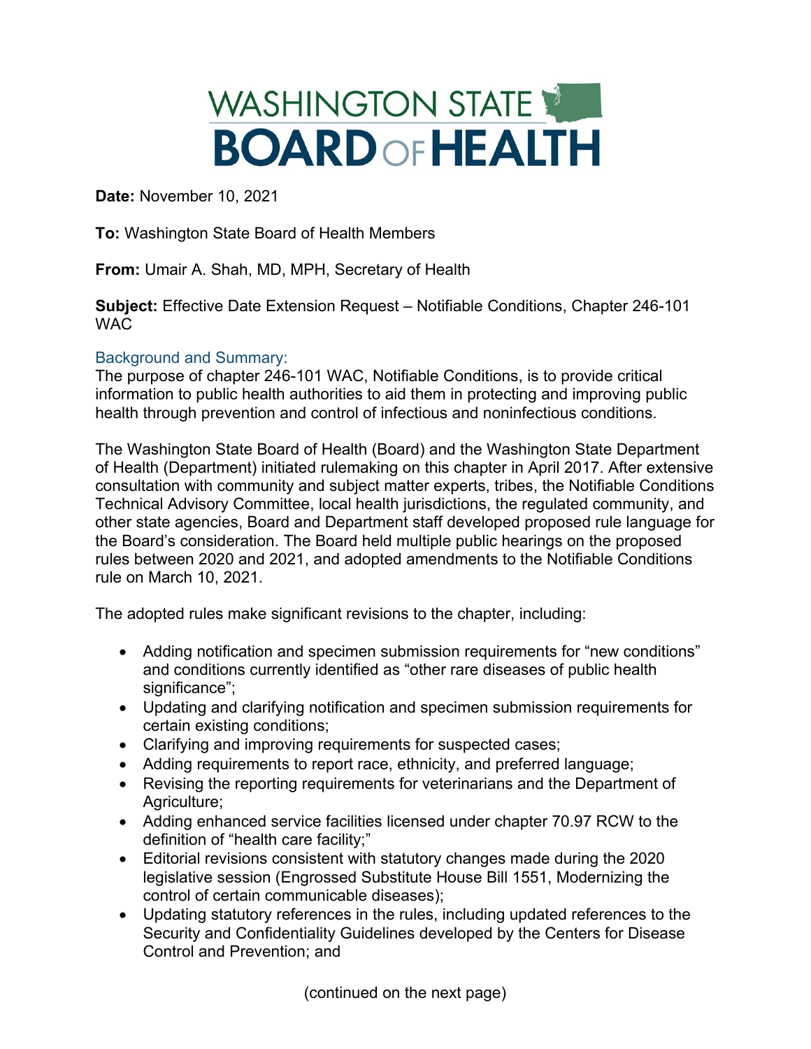# WASHINGTON STATE BOARD OF HEALTH

**Date:** November 10, 2021

**To:** Washington State Board of Health Members

**From:** Umair A. Shah, MD, MPH, Secretary of Health

**Subject:** Effective Date Extension Request – Notifiable Conditions, Chapter 246-101 WAC

## Background and Summary:

The purpose of chapter 246-101 WAC, Notifiable Conditions, is to provide critical information to public health authorities to aid them in protecting and improving public health through prevention and control of infectious and noninfectious conditions.

The Washington State Board of Health (Board) and the Washington State Department of Health (Department) initiated rulemaking on this chapter in April 2017. After extensive consultation with community and subject matter experts, tribes, the Notifiable Conditions Technical Advisory Committee, local health jurisdictions, the regulated community, and other state agencies, Board and Department staff developed proposed rule language for the Board's consideration. The Board held multiple public hearings on the proposed rules between 2020 and 2021, and adopted amendments to the Notifiable Conditions rule on March 10, 2021.

The adopted rules make significant revisions to the chapter, including:

- Adding notification and specimen submission requirements for "new conditions" and conditions currently identified as "other rare diseases of public health significance";
- Updating and clarifying notification and specimen submission requirements for certain existing conditions;
- Clarifying and improving requirements for suspected cases;
- Adding requirements to report race, ethnicity, and preferred language;
- Revising the reporting requirements for veterinarians and the Department of Agriculture;
- Adding enhanced service facilities licensed under chapter 70.97 RCW to the definition of "health care facility;"
- Editorial revisions consistent with statutory changes made during the 2020 legislative session (Engrossed Substitute House Bill 1551, Modernizing the control of certain communicable diseases);
- Updating statutory references in the rules, including updated references to the Security and Confidentiality Guidelines developed by the Centers for Disease Control and Prevention; and

(continued on the next page)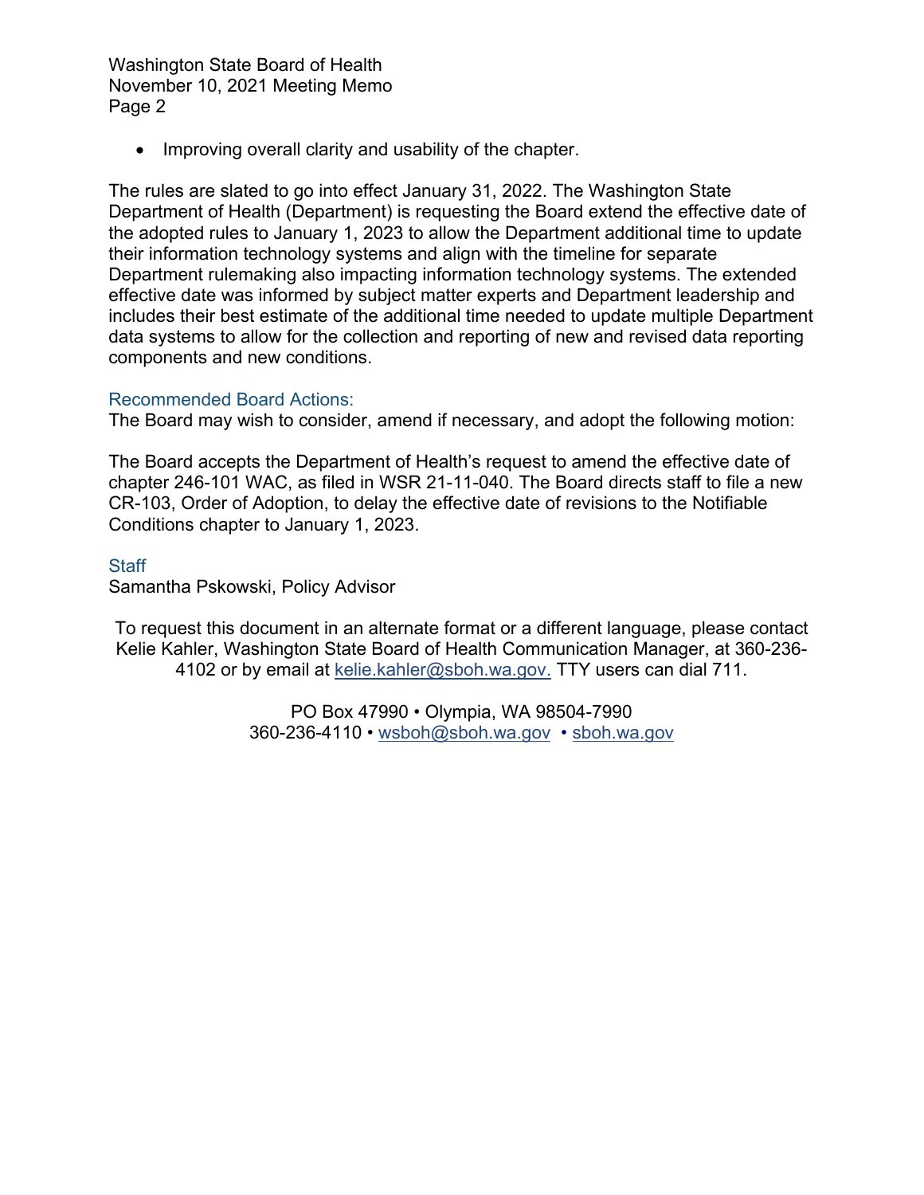- Improving overall clarity and usability of the chapter.

The rules are slated to go into effect January 31, 2022. The Washington State Department of Health (Department) is requesting the Board extend the effective date of the adopted rules to January 1, 2023 to allow the Department additional time to update their information technology systems and align with the timeline for separate Department rulemaking also impacting information technology systems. The extended effective date was informed by subject matter experts and Department leadership and includes their best estimate of the additional time needed to update multiple Department data systems to allow for the collection and reporting of new and revised data reporting components and new conditions.

### Recommended Board Actions:

The Board may wish to consider, amend if necessary, and adopt the following motion:

The Board accepts the Department of Health's request to amend the effective date of chapter 246-101 WAC, as filed in WSR 21-11-040. The Board directs staff to file a new CR-103, Order of Adoption, to delay the effective date of revisions to the Notifiable Conditions chapter to January 1, 2023.

### Staff

Samantha Pskowski, Policy Advisor

To request this document in an alternate format or a different language, please contact Kelie Kahler, Washington State Board of Health Communication Manager, at 360-236-4102 or by email at kelie.kahler@sboh.wa.gov. TTY users can dial 711.

PO Box 47990 • Olympia, WA 98504-7990
360-236-4110 • wsboh@sboh.wa.gov • sboh.wa.gov